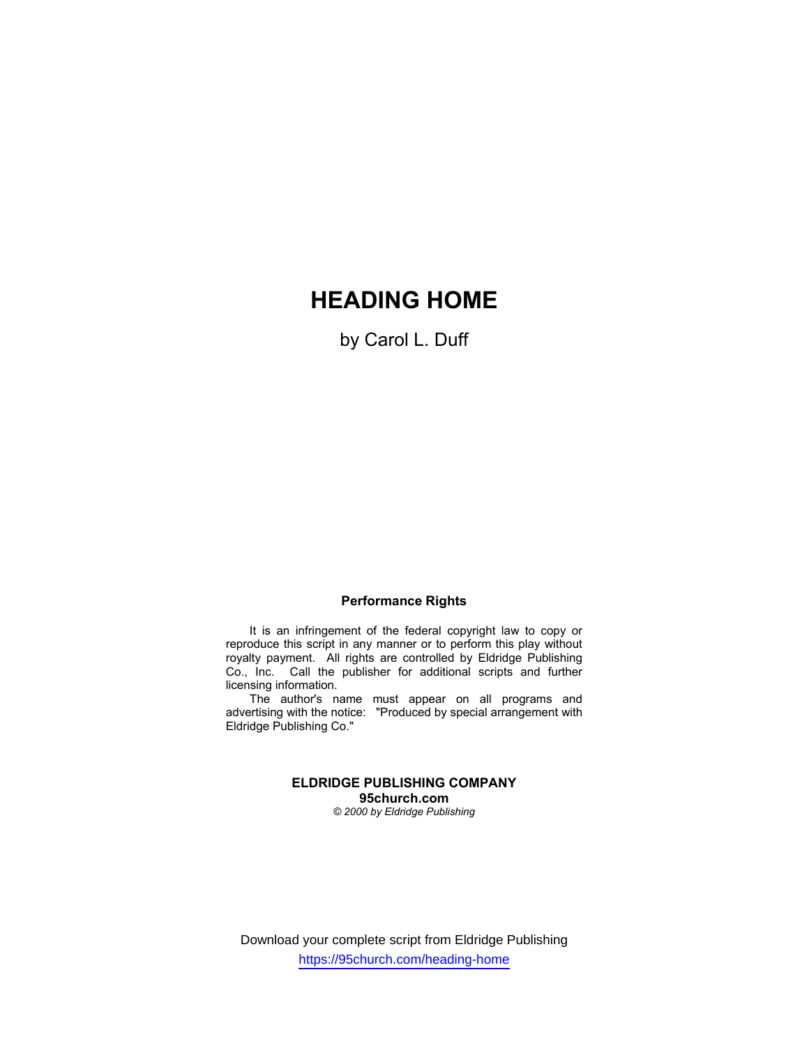# HEADING HOME

by Carol L. Duff

**Performance Rights**

It is an infringement of the federal copyright law to copy or reproduce this script in any manner or to perform this play without royalty payment. All rights are controlled by Eldridge Publishing Co., Inc. Call the publisher for additional scripts and further licensing information.

The author's name must appear on all programs and advertising with the notice: "Produced by special arrangement with Eldridge Publishing Co."

**ELDRIDGE PUBLISHING COMPANY**
**95church.com**
*© 2000 by Eldridge Publishing*

Download your complete script from Eldridge Publishing
https://95church.com/heading-home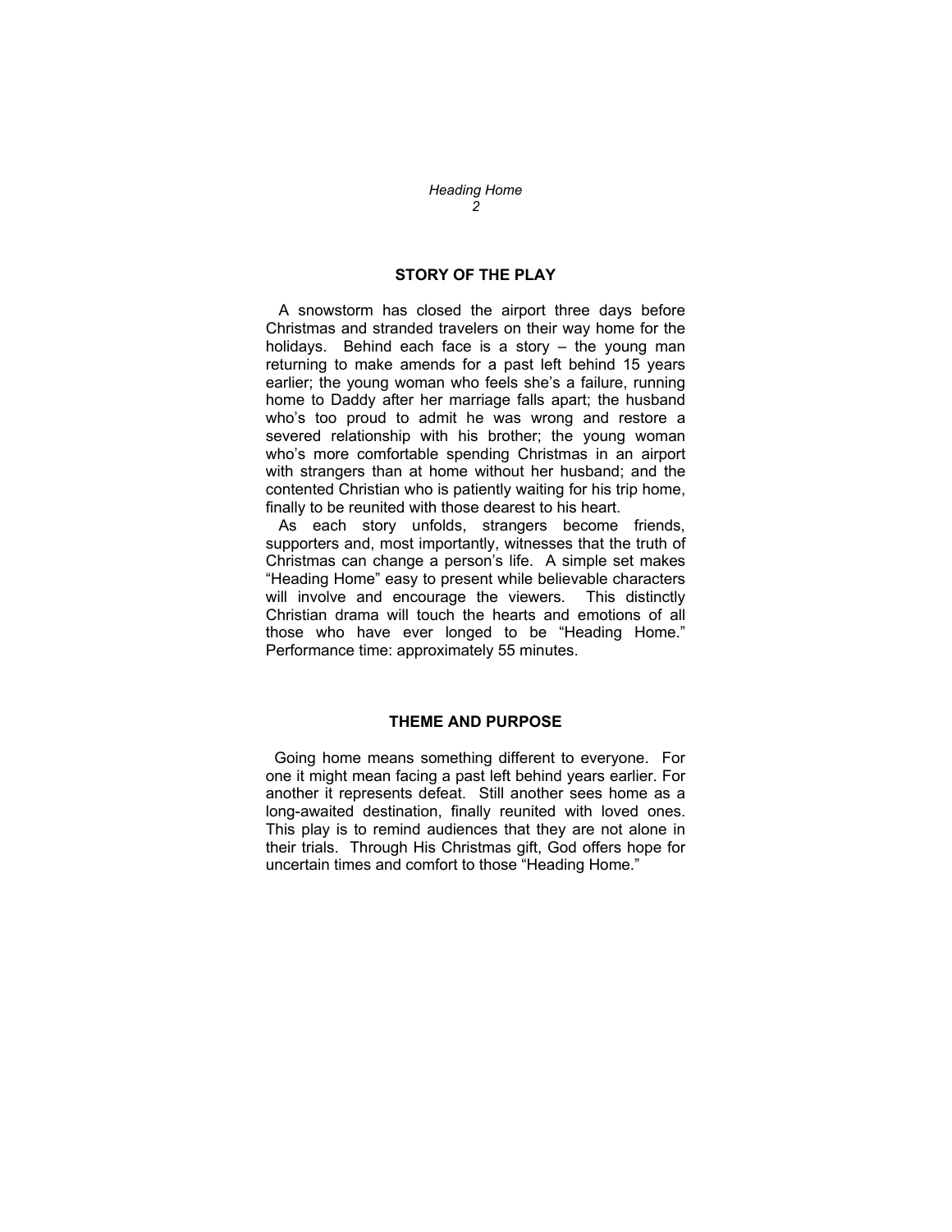## STORY OF THE PLAY

A snowstorm has closed the airport three days before Christmas and stranded travelers on their way home for the holidays. Behind each face is a story – the young man returning to make amends for a past left behind 15 years earlier; the young woman who feels she's a failure, running home to Daddy after her marriage falls apart; the husband who's too proud to admit he was wrong and restore a severed relationship with his brother; the young woman who's more comfortable spending Christmas in an airport with strangers than at home without her husband; and the contented Christian who is patiently waiting for his trip home, finally to be reunited with those dearest to his heart.

As each story unfolds, strangers become friends, supporters and, most importantly, witnesses that the truth of Christmas can change a person's life. A simple set makes "Heading Home" easy to present while believable characters will involve and encourage the viewers. This distinctly Christian drama will touch the hearts and emotions of all those who have ever longed to be "Heading Home." Performance time: approximately 55 minutes.

## THEME AND PURPOSE

Going home means something different to everyone. For one it might mean facing a past left behind years earlier. For another it represents defeat. Still another sees home as a long-awaited destination, finally reunited with loved ones. This play is to remind audiences that they are not alone in their trials. Through His Christmas gift, God offers hope for uncertain times and comfort to those "Heading Home."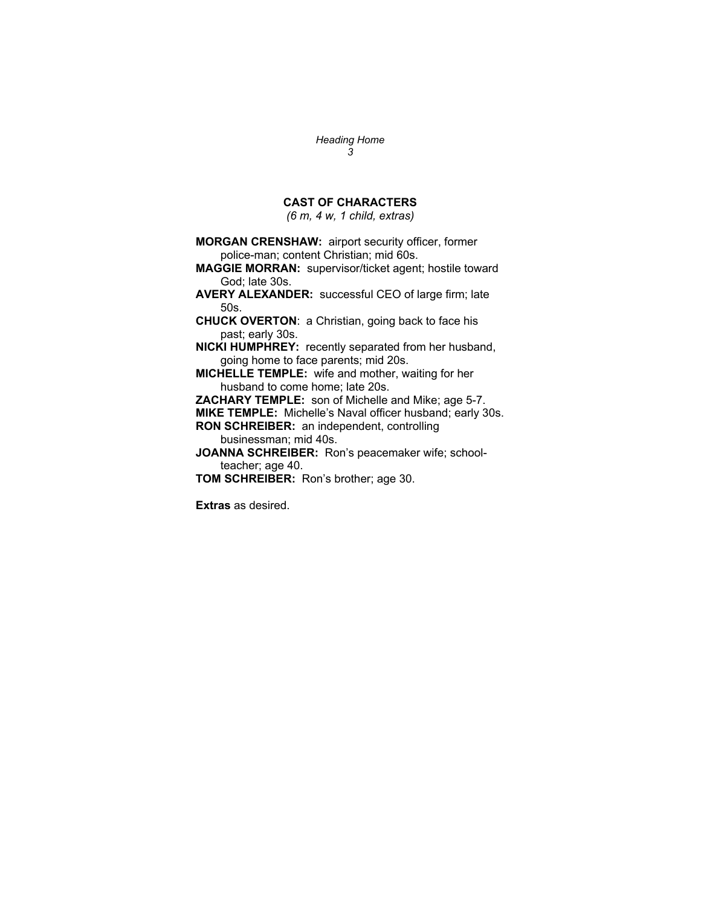## CAST OF CHARACTERS

*(6 m, 4 w, 1 child, extras)*

**MORGAN CRENSHAW:** airport security officer, former police-man; content Christian; mid 60s.

**MAGGIE MORRAN:** supervisor/ticket agent; hostile toward God; late 30s.

**AVERY ALEXANDER:** successful CEO of large firm; late 50s.

**CHUCK OVERTON**: a Christian, going back to face his past; early 30s.

**NICKI HUMPHREY:** recently separated from her husband, going home to face parents; mid 20s.

**MICHELLE TEMPLE:** wife and mother, waiting for her husband to come home; late 20s.

**ZACHARY TEMPLE:** son of Michelle and Mike; age 5-7.

**MIKE TEMPLE:** Michelle's Naval officer husband; early 30s.

**RON SCHREIBER:** an independent, controlling businessman; mid 40s.

**JOANNA SCHREIBER:** Ron's peacemaker wife; school-teacher; age 40.

**TOM SCHREIBER:** Ron's brother; age 30.

**Extras** as desired.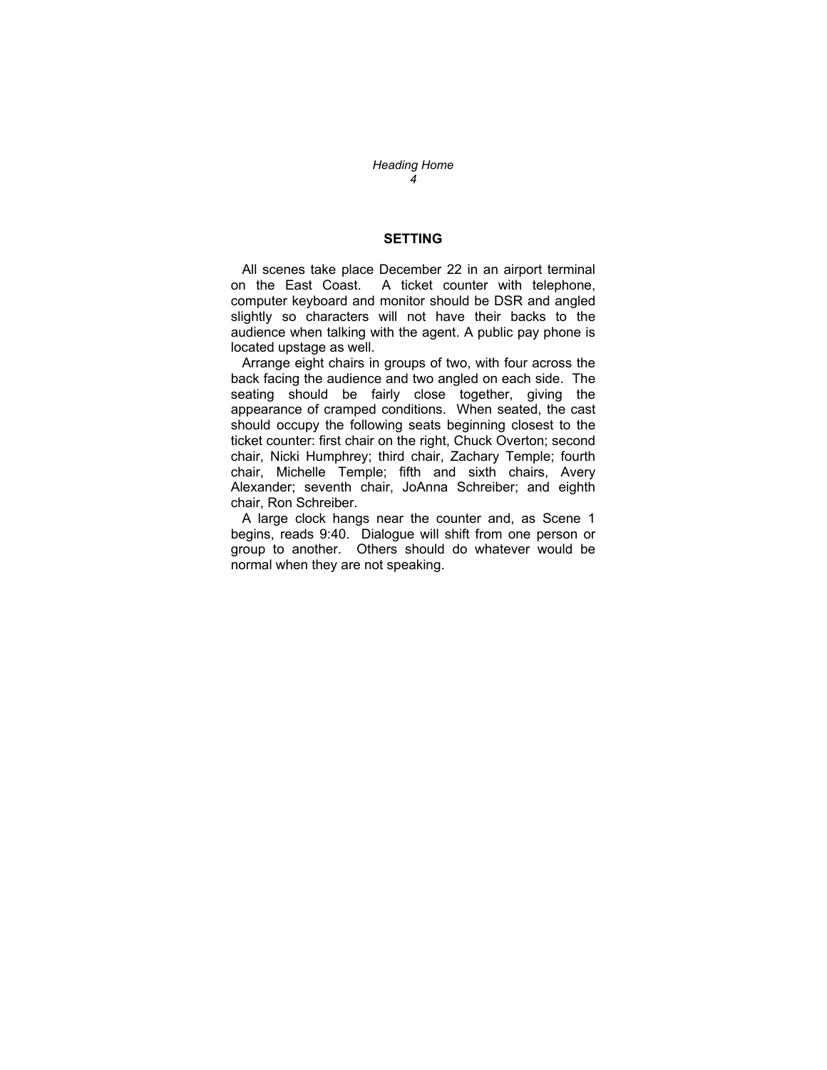## SETTING

All scenes take place December 22 in an airport terminal on the East Coast. A ticket counter with telephone, computer keyboard and monitor should be DSR and angled slightly so characters will not have their backs to the audience when talking with the agent. A public pay phone is located upstage as well.

Arrange eight chairs in groups of two, with four across the back facing the audience and two angled on each side. The seating should be fairly close together, giving the appearance of cramped conditions. When seated, the cast should occupy the following seats beginning closest to the ticket counter: first chair on the right, Chuck Overton; second chair, Nicki Humphrey; third chair, Zachary Temple; fourth chair, Michelle Temple; fifth and sixth chairs, Avery Alexander; seventh chair, JoAnna Schreiber; and eighth chair, Ron Schreiber.

A large clock hangs near the counter and, as Scene 1 begins, reads 9:40. Dialogue will shift from one person or group to another. Others should do whatever would be normal when they are not speaking.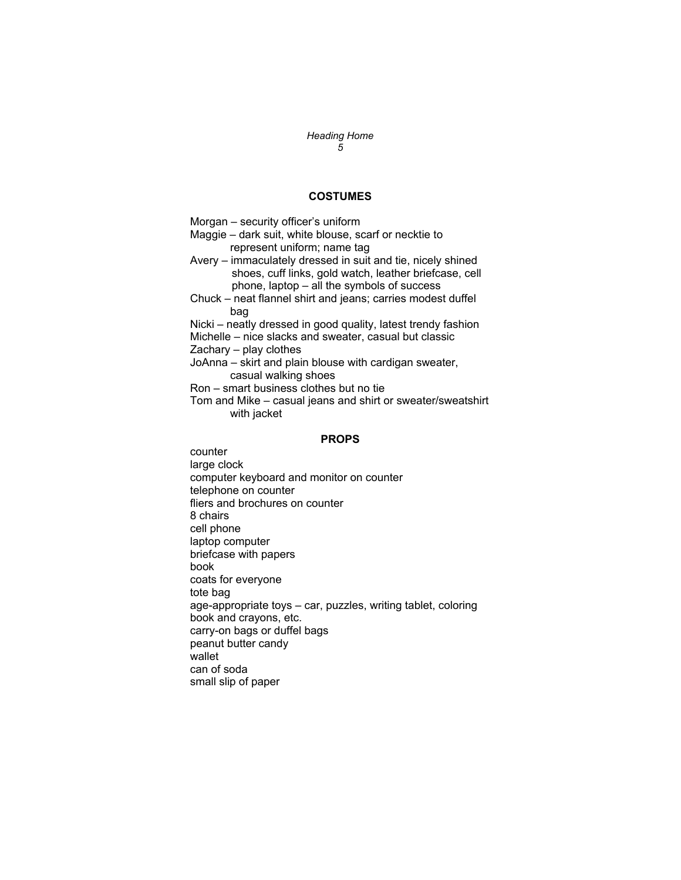## COSTUMES

Morgan – security officer's uniform
Maggie – dark suit, white blouse, scarf or necktie to represent uniform; name tag
Avery – immaculately dressed in suit and tie, nicely shined shoes, cuff links, gold watch, leather briefcase, cell phone, laptop – all the symbols of success
Chuck – neat flannel shirt and jeans; carries modest duffel bag
Nicki – neatly dressed in good quality, latest trendy fashion
Michelle – nice slacks and sweater, casual but classic
Zachary – play clothes
JoAnna – skirt and plain blouse with cardigan sweater, casual walking shoes
Ron – smart business clothes but no tie
Tom and Mike – casual jeans and shirt or sweater/sweatshirt with jacket

## PROPS

counter
large clock
computer keyboard and monitor on counter
telephone on counter
fliers and brochures on counter
8 chairs
cell phone
laptop computer
briefcase with papers
book
coats for everyone
tote bag
age-appropriate toys – car, puzzles, writing tablet, coloring book and crayons, etc.
carry-on bags or duffel bags
peanut butter candy
wallet
can of soda
small slip of paper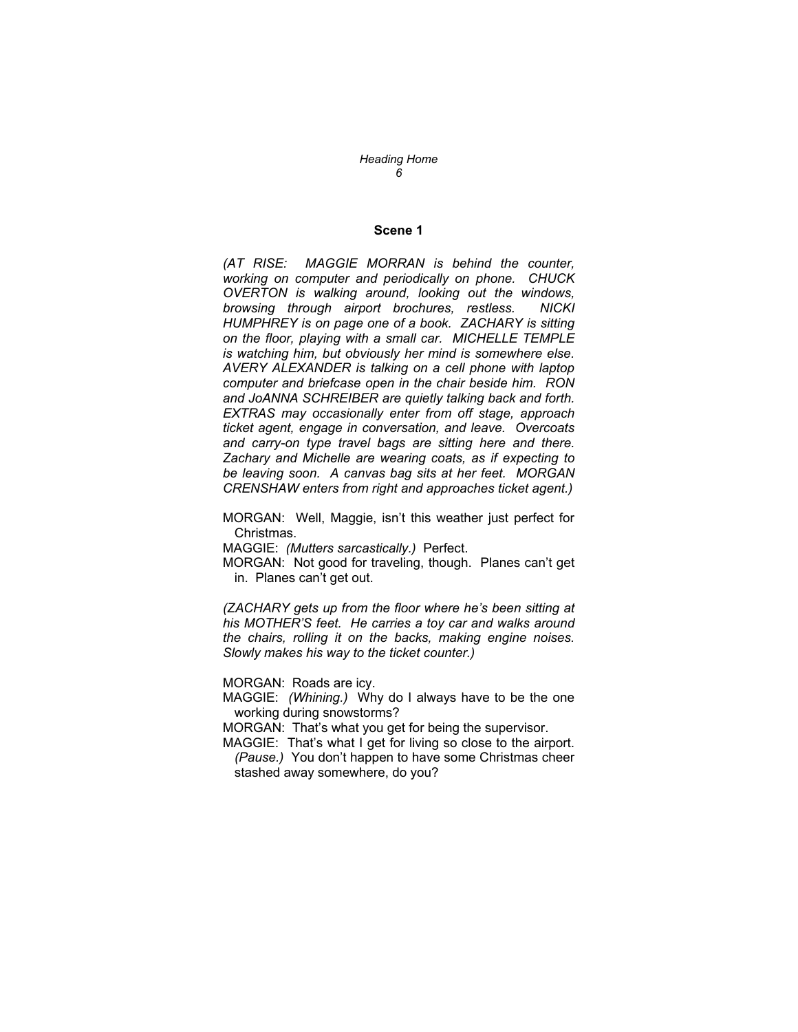## Scene 1

*(AT RISE: MAGGIE MORRAN is behind the counter, working on computer and periodically on phone. CHUCK OVERTON is walking around, looking out the windows, browsing through airport brochures, restless. NICKI HUMPHREY is on page one of a book. ZACHARY is sitting on the floor, playing with a small car. MICHELLE TEMPLE is watching him, but obviously her mind is somewhere else. AVERY ALEXANDER is talking on a cell phone with laptop computer and briefcase open in the chair beside him. RON and JoANNA SCHREIBER are quietly talking back and forth. EXTRAS may occasionally enter from off stage, approach ticket agent, engage in conversation, and leave. Overcoats and carry-on type travel bags are sitting here and there. Zachary and Michelle are wearing coats, as if expecting to be leaving soon. A canvas bag sits at her feet. MORGAN CRENSHAW enters from right and approaches ticket agent.)*

MORGAN: Well, Maggie, isn't this weather just perfect for Christmas.

MAGGIE: *(Mutters sarcastically.)* Perfect.

MORGAN: Not good for traveling, though. Planes can't get in. Planes can't get out.

*(ZACHARY gets up from the floor where he's been sitting at his MOTHER'S feet. He carries a toy car and walks around the chairs, rolling it on the backs, making engine noises. Slowly makes his way to the ticket counter.)*

MORGAN: Roads are icy.

MAGGIE: *(Whining.)* Why do I always have to be the one working during snowstorms?

MORGAN: That's what you get for being the supervisor.

MAGGIE: That's what I get for living so close to the airport. *(Pause.)* You don't happen to have some Christmas cheer stashed away somewhere, do you?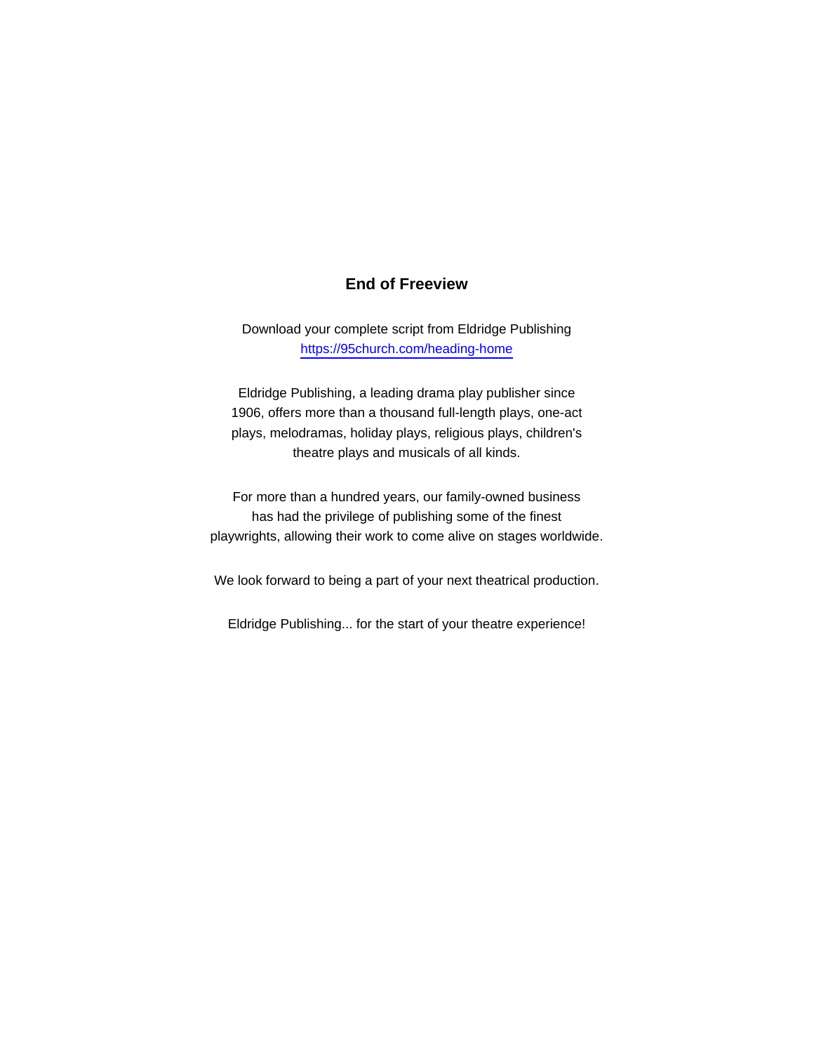## End of Freeview

Download your complete script from Eldridge Publishing
[https://95church.com/heading-home](https://95church.com/heading-home)

Eldridge Publishing, a leading drama play publisher since 1906, offers more than a thousand full-length plays, one-act plays, melodramas, holiday plays, religious plays, children's theatre plays and musicals of all kinds.

For more than a hundred years, our family-owned business has had the privilege of publishing some of the finest playwrights, allowing their work to come alive on stages worldwide.

We look forward to being a part of your next theatrical production.

Eldridge Publishing... for the start of your theatre experience!